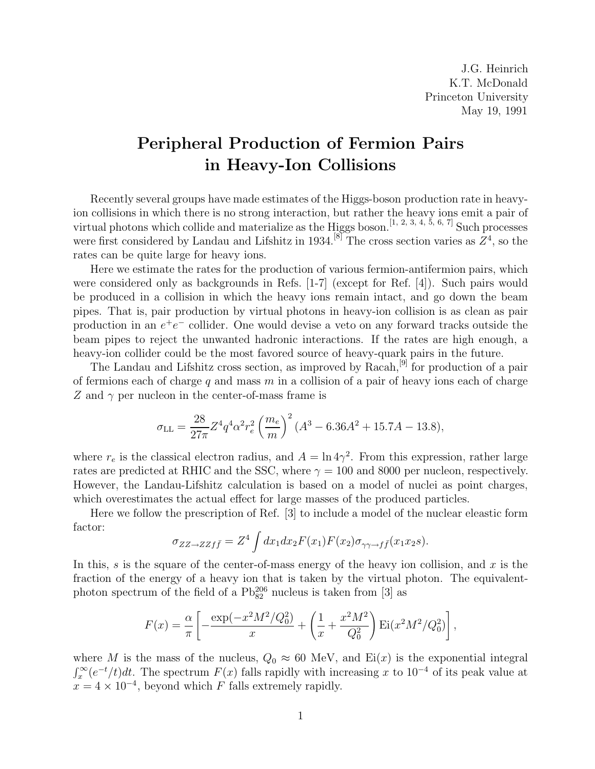J.G. Heinrich
K.T. McDonald
Princeton University
May 19, 1991

# Peripheral Production of Fermion Pairs in Heavy-Ion Collisions

Recently several groups have made estimates of the Higgs-boson production rate in heavy-ion collisions in which there is no strong interaction, but rather the heavy ions emit a pair of virtual photons which collide and materialize as the Higgs boson.[1, 2, 3, 4, 5, 6, 7] Such processes were first considered by Landau and Lifshitz in 1934.[8] The cross section varies as $Z^4$, so the rates can be quite large for heavy ions.

Here we estimate the rates for the production of various fermion-antifermion pairs, which were considered only as backgrounds in Refs. [1-7] (except for Ref. [4]). Such pairs would be produced in a collision in which the heavy ions remain intact, and go down the beam pipes. That is, pair production by virtual photons in heavy-ion collision is as clean as pair production in an $e^+e^-$ collider. One would devise a veto on any forward tracks outside the beam pipes to reject the unwanted hadronic interactions. If the rates are high enough, a heavy-ion collider could be the most favored source of heavy-quark pairs in the future.

The Landau and Lifshitz cross section, as improved by Racah,[9] for production of a pair of fermions each of charge $q$ and mass $m$ in a collision of a pair of heavy ions each of charge $Z$ and $\gamma$ per nucleon in the center-of-mass frame is

$$\sigma_{\rm LL} = \frac{28}{27\pi} Z^4 q^4 \alpha^2 r_e^2 \left(\frac{m_e}{m}\right)^2 (A^3 - 6.36A^2 + 15.7A - 13.8),$$

where $r_e$ is the classical electron radius, and $A = \ln 4\gamma^2$. From this expression, rather large rates are predicted at RHIC and the SSC, where $\gamma = 100$ and 8000 per nucleon, respectively. However, the Landau-Lifshitz calculation is based on a model of nuclei as point charges, which overestimates the actual effect for large masses of the produced particles.

Here we follow the prescription of Ref. [3] to include a model of the nuclear eleastic form factor:

$$\sigma_{ZZ\to ZZf\bar{f}} = Z^4 \int dx_1 dx_2 F(x_1)F(x_2)\sigma_{\gamma\gamma\to f\bar{f}}(x_1 x_2 s).$$

In this, $s$ is the square of the center-of-mass energy of the heavy ion collision, and $x$ is the fraction of the energy of a heavy ion that is taken by the virtual photon. The equivalent-photon spectrum of the field of a $\mathrm{Pb}_{82}^{206}$ nucleus is taken from [3] as

$$F(x) = \frac{\alpha}{\pi}\left[-\frac{\exp(-x^2M^2/Q_0^2)}{x} + \left(\frac{1}{x} + \frac{x^2M^2}{Q_0^2}\right)\mathrm{Ei}(x^2M^2/Q_0^2)\right],$$

where $M$ is the mass of the nucleus, $Q_0 \approx 60$ MeV, and $\mathrm{Ei}(x)$ is the exponential integral $\int_x^\infty (e^{-t}/t)dt$. The spectrum $F(x)$ falls rapidly with increasing $x$ to $10^{-4}$ of its peak value at $x = 4 \times 10^{-4}$, beyond which $F$ falls extremely rapidly.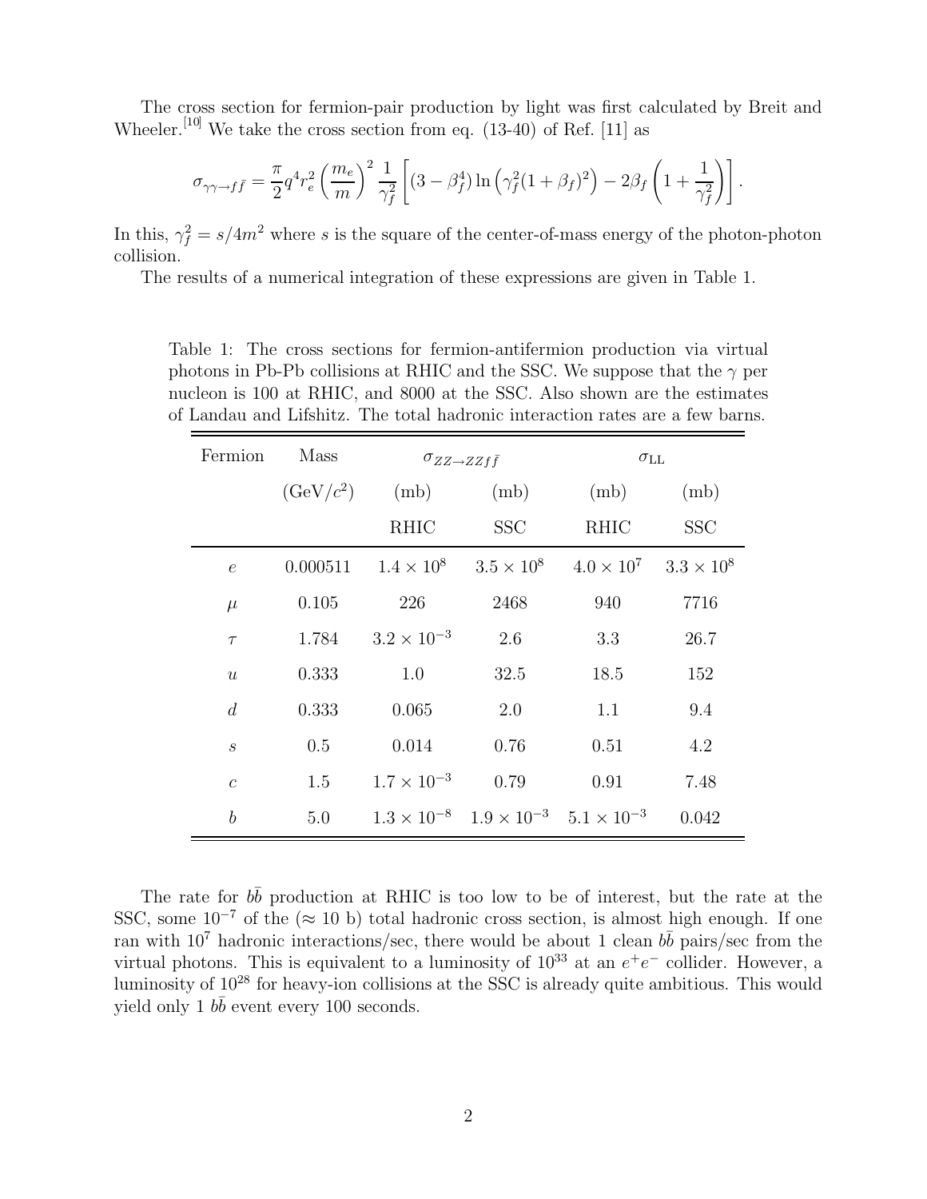The cross section for fermion-pair production by light was first calculated by Breit and Wheeler.[10] We take the cross section from eq. (13-40) of Ref. [11] as

$$\sigma_{\gamma\gamma\to f\bar{f}} = \frac{\pi}{2} q^4 r_e^2 \left(\frac{m_e}{m}\right)^2 \frac{1}{\gamma_f^2} \left[ (3-\beta_f^4) \ln\left(\gamma_f^2 (1+\beta_f)^2\right) - 2\beta_f \left(1 + \frac{1}{\gamma_f^2}\right) \right].$$

In this, $\gamma_f^2 = s/4m^2$ where $s$ is the square of the center-of-mass energy of the photon-photon collision.

The results of a numerical integration of these expressions are given in Table 1.

Table 1: The cross sections for fermion-antifermion production via virtual photons in Pb-Pb collisions at RHIC and the SSC. We suppose that the $\gamma$ per nucleon is 100 at RHIC, and 8000 at the SSC. Also shown are the estimates of Landau and Lifshitz. The total hadronic interaction rates are a few barns.

| Fermion | Mass | $\sigma_{ZZ\to ZZf\bar{f}}$ | | $\sigma_{\rm LL}$ | |
|---|---|---|---|---|---|
| | (GeV/$c^2$) | (mb) | (mb) | (mb) | (mb) |
| | | RHIC | SSC | RHIC | SSC |
| $e$ | 0.000511 | $1.4 \times 10^8$ | $3.5 \times 10^8$ | $4.0 \times 10^7$ | $3.3 \times 10^8$ |
| $\mu$ | 0.105 | 226 | 2468 | 940 | 7716 |
| $\tau$ | 1.784 | $3.2 \times 10^{-3}$ | 2.6 | 3.3 | 26.7 |
| $u$ | 0.333 | 1.0 | 32.5 | 18.5 | 152 |
| $d$ | 0.333 | 0.065 | 2.0 | 1.1 | 9.4 |
| $s$ | 0.5 | 0.014 | 0.76 | 0.51 | 4.2 |
| $c$ | 1.5 | $1.7 \times 10^{-3}$ | 0.79 | 0.91 | 7.48 |
| $b$ | 5.0 | $1.3 \times 10^{-8}$ | $1.9 \times 10^{-3}$ | $5.1 \times 10^{-3}$ | 0.042 |

The rate for $b\bar{b}$ production at RHIC is too low to be of interest, but the rate at the SSC, some $10^{-7}$ of the ($\approx$ 10 b) total hadronic cross section, is almost high enough. If one ran with $10^7$ hadronic interactions/sec, there would be about 1 clean $b\bar{b}$ pairs/sec from the virtual photons. This is equivalent to a luminosity of $10^{33}$ at an $e^+e^-$ collider. However, a luminosity of $10^{28}$ for heavy-ion collisions at the SSC is already quite ambitious. This would yield only 1 $b\bar{b}$ event every 100 seconds.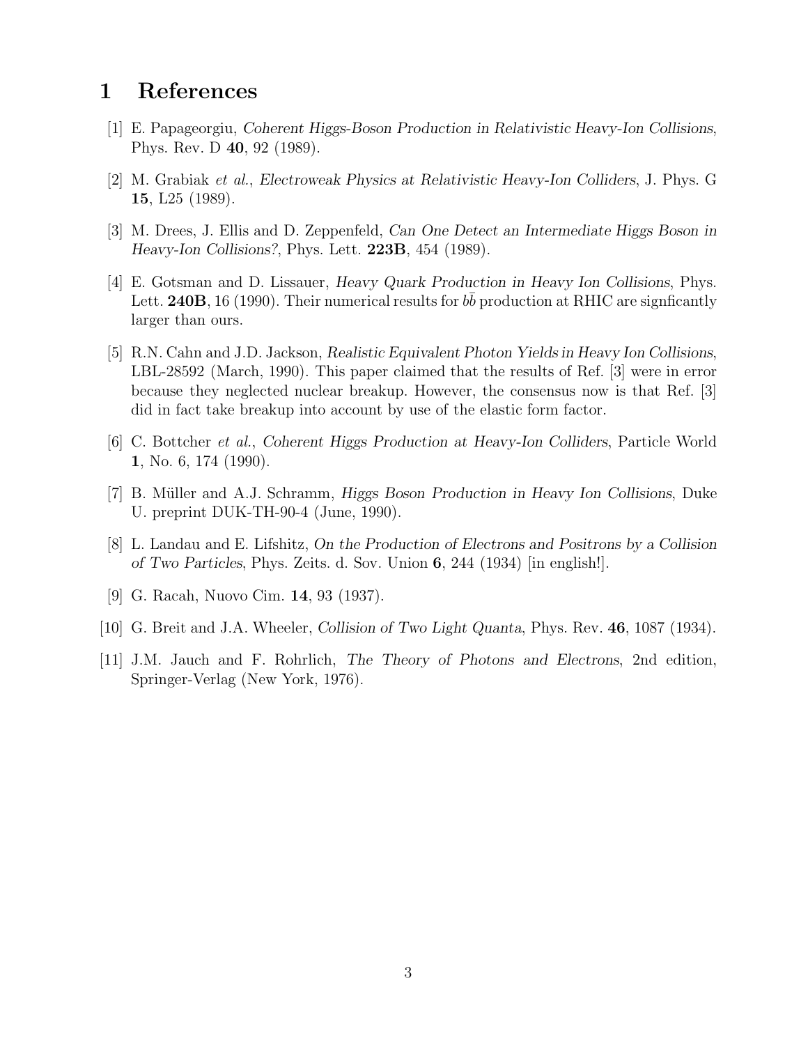# 1 References

[1] E. Papageorgiu, *Coherent Higgs-Boson Production in Relativistic Heavy-Ion Collisions*, Phys. Rev. D **40**, 92 (1989).

[2] M. Grabiak *et al.*, *Electroweak Physics at Relativistic Heavy-Ion Colliders*, J. Phys. G **15**, L25 (1989).

[3] M. Drees, J. Ellis and D. Zeppenfeld, *Can One Detect an Intermediate Higgs Boson in Heavy-Ion Collisions?*, Phys. Lett. **223B**, 454 (1989).

[4] E. Gotsman and D. Lissauer, *Heavy Quark Production in Heavy Ion Collisions*, Phys. Lett. **240B**, 16 (1990). Their numerical results for $b\bar{b}$ production at RHIC are signficantly larger than ours.

[5] R.N. Cahn and J.D. Jackson, *Realistic Equivalent Photon Yields in Heavy Ion Collisions*, LBL-28592 (March, 1990). This paper claimed that the results of Ref. [3] were in error because they neglected nuclear breakup. However, the consensus now is that Ref. [3] did in fact take breakup into account by use of the elastic form factor.

[6] C. Bottcher *et al.*, *Coherent Higgs Production at Heavy-Ion Colliders*, Particle World **1**, No. 6, 174 (1990).

[7] B. Müller and A.J. Schramm, *Higgs Boson Production in Heavy Ion Collisions*, Duke U. preprint DUK-TH-90-4 (June, 1990).

[8] L. Landau and E. Lifshitz, *On the Production of Electrons and Positrons by a Collision of Two Particles*, Phys. Zeits. d. Sov. Union **6**, 244 (1934) [in english!].

[9] G. Racah, Nuovo Cim. **14**, 93 (1937).

[10] G. Breit and J.A. Wheeler, *Collision of Two Light Quanta*, Phys. Rev. **46**, 1087 (1934).

[11] J.M. Jauch and F. Rohrlich, *The Theory of Photons and Electrons*, 2nd edition, Springer-Verlag (New York, 1976).